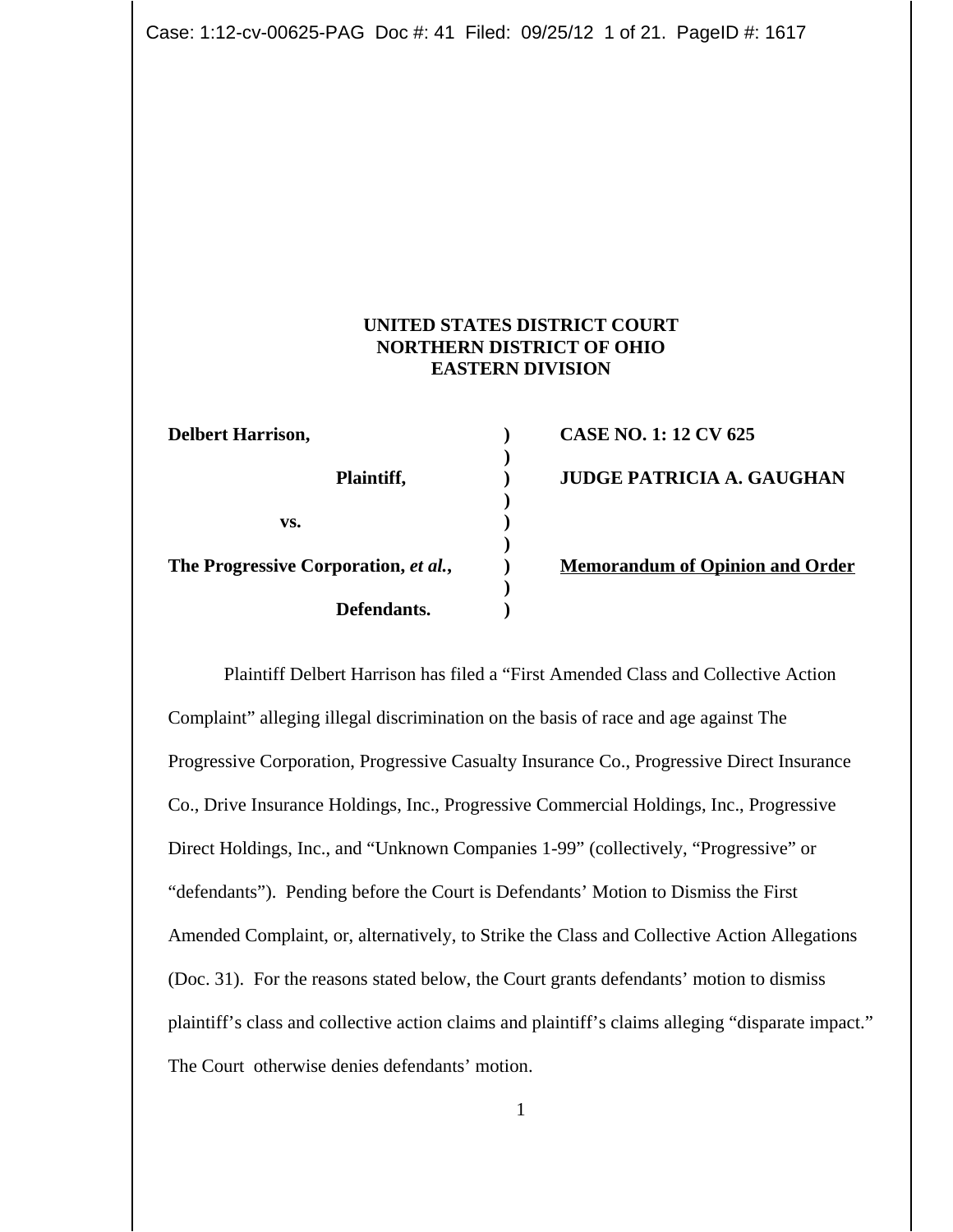**UNITED STATES DISTRICT COURT**
**NORTHERN DISTRICT OF OHIO**
**EASTERN DIVISION**

| | | |
|---|---|---|
| **Delbert Harrison,** | **)** | **CASE NO. 1: 12 CV 625** |
| **Plaintiff,** | **)** | **JUDGE PATRICIA A. GAUGHAN** |
| **vs.** | **)** | |
| **The Progressive Corporation, *et al.*,** | **)** | **Memorandum of Opinion and Order** |
| **Defendants.** | **)** | |

Plaintiff Delbert Harrison has filed a "First Amended Class and Collective Action Complaint" alleging illegal discrimination on the basis of race and age against The Progressive Corporation, Progressive Casualty Insurance Co., Progressive Direct Insurance Co., Drive Insurance Holdings, Inc., Progressive Commercial Holdings, Inc., Progressive Direct Holdings, Inc., and "Unknown Companies 1-99" (collectively, "Progressive" or "defendants"). Pending before the Court is Defendants' Motion to Dismiss the First Amended Complaint, or, alternatively, to Strike the Class and Collective Action Allegations (Doc. 31). For the reasons stated below, the Court grants defendants' motion to dismiss plaintiff's class and collective action claims and plaintiff's claims alleging "disparate impact." The Court otherwise denies defendants' motion.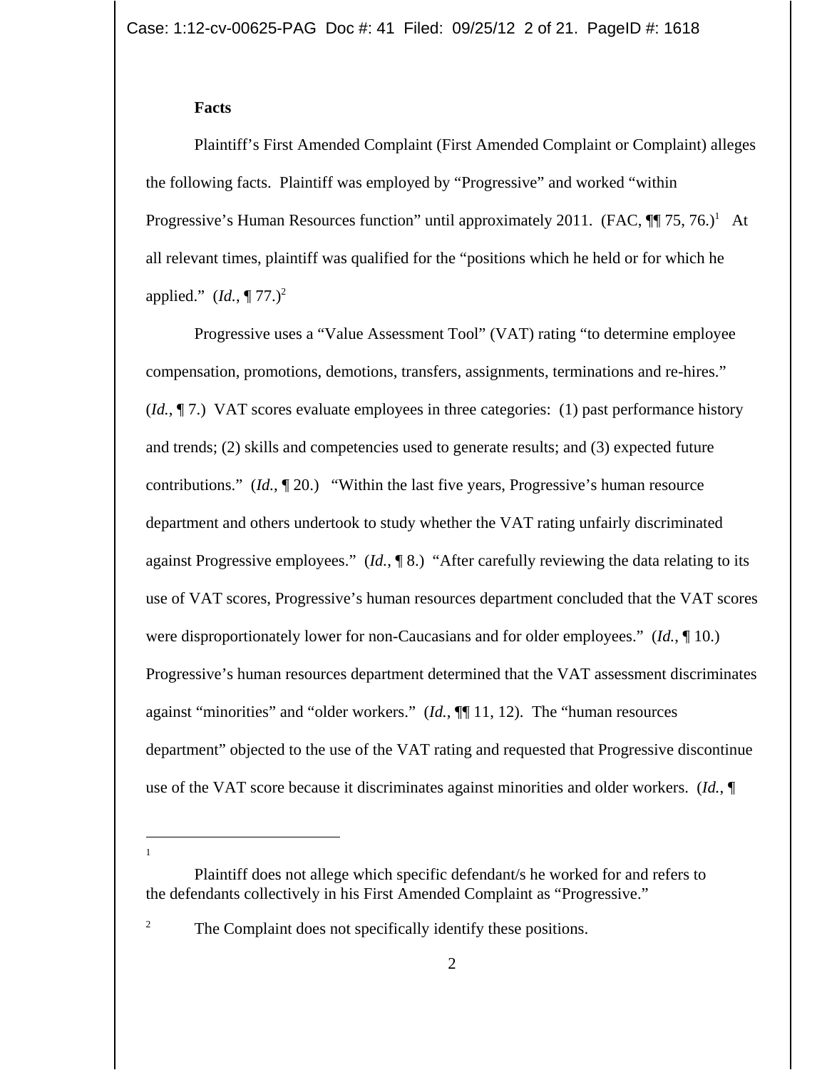**Facts**

Plaintiff's First Amended Complaint (First Amended Complaint or Complaint) alleges the following facts. Plaintiff was employed by "Progressive" and worked "within Progressive's Human Resources function" until approximately 2011. (FAC, ¶¶ 75, 76.)[1] At all relevant times, plaintiff was qualified for the "positions which he held or for which he applied." (*Id.*, ¶ 77.)[2]

Progressive uses a "Value Assessment Tool" (VAT) rating "to determine employee compensation, promotions, demotions, transfers, assignments, terminations and re-hires." (*Id.*, ¶ 7.) VAT scores evaluate employees in three categories: (1) past performance history and trends; (2) skills and competencies used to generate results; and (3) expected future contributions." (*Id.*, ¶ 20.) "Within the last five years, Progressive's human resource department and others undertook to study whether the VAT rating unfairly discriminated against Progressive employees." (*Id.*, ¶ 8.) "After carefully reviewing the data relating to its use of VAT scores, Progressive's human resources department concluded that the VAT scores were disproportionately lower for non-Caucasians and for older employees." (*Id.*, ¶ 10.) Progressive's human resources department determined that the VAT assessment discriminates against "minorities" and "older workers." (*Id.*, ¶¶ 11, 12). The "human resources department" objected to the use of the VAT rating and requested that Progressive discontinue use of the VAT score because it discriminates against minorities and older workers. (*Id.*, ¶

---

[1] Plaintiff does not allege which specific defendant/s he worked for and refers to the defendants collectively in his First Amended Complaint as "Progressive."

[2] The Complaint does not specifically identify these positions.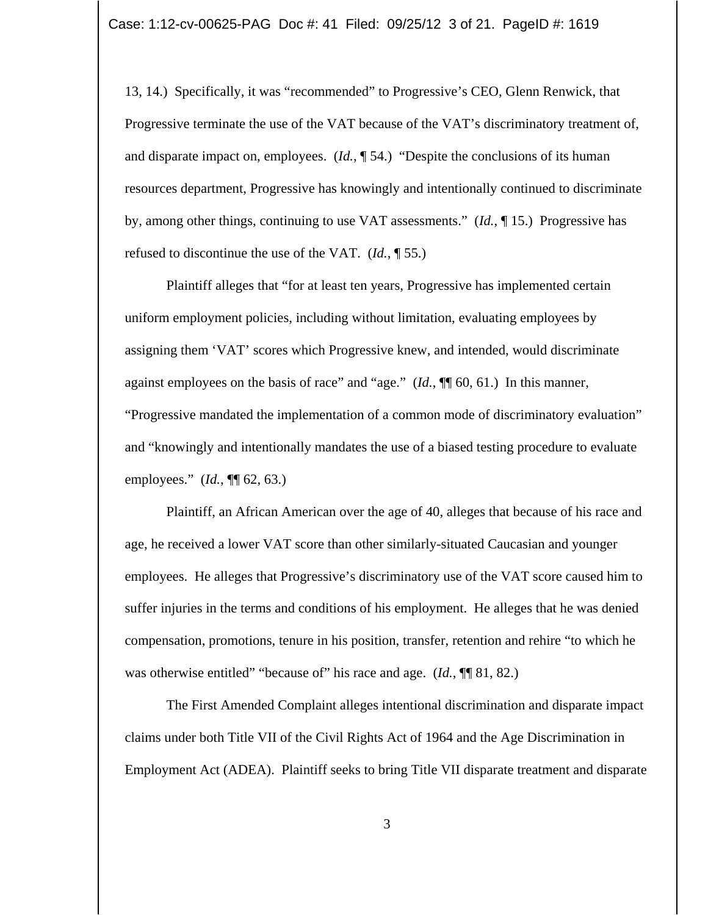13, 14.) Specifically, it was "recommended" to Progressive's CEO, Glenn Renwick, that Progressive terminate the use of the VAT because of the VAT's discriminatory treatment of, and disparate impact on, employees. (*Id.*, ¶ 54.) "Despite the conclusions of its human resources department, Progressive has knowingly and intentionally continued to discriminate by, among other things, continuing to use VAT assessments." (*Id.*, ¶ 15.) Progressive has refused to discontinue the use of the VAT. (*Id.*, ¶ 55.)

Plaintiff alleges that "for at least ten years, Progressive has implemented certain uniform employment policies, including without limitation, evaluating employees by assigning them 'VAT' scores which Progressive knew, and intended, would discriminate against employees on the basis of race" and "age." (*Id.*, ¶¶ 60, 61.) In this manner, "Progressive mandated the implementation of a common mode of discriminatory evaluation" and "knowingly and intentionally mandates the use of a biased testing procedure to evaluate employees." (*Id.*, ¶¶ 62, 63.)

Plaintiff, an African American over the age of 40, alleges that because of his race and age, he received a lower VAT score than other similarly-situated Caucasian and younger employees. He alleges that Progressive's discriminatory use of the VAT score caused him to suffer injuries in the terms and conditions of his employment. He alleges that he was denied compensation, promotions, tenure in his position, transfer, retention and rehire "to which he was otherwise entitled" "because of" his race and age. (*Id.*, ¶¶ 81, 82.)

The First Amended Complaint alleges intentional discrimination and disparate impact claims under both Title VII of the Civil Rights Act of 1964 and the Age Discrimination in Employment Act (ADEA). Plaintiff seeks to bring Title VII disparate treatment and disparate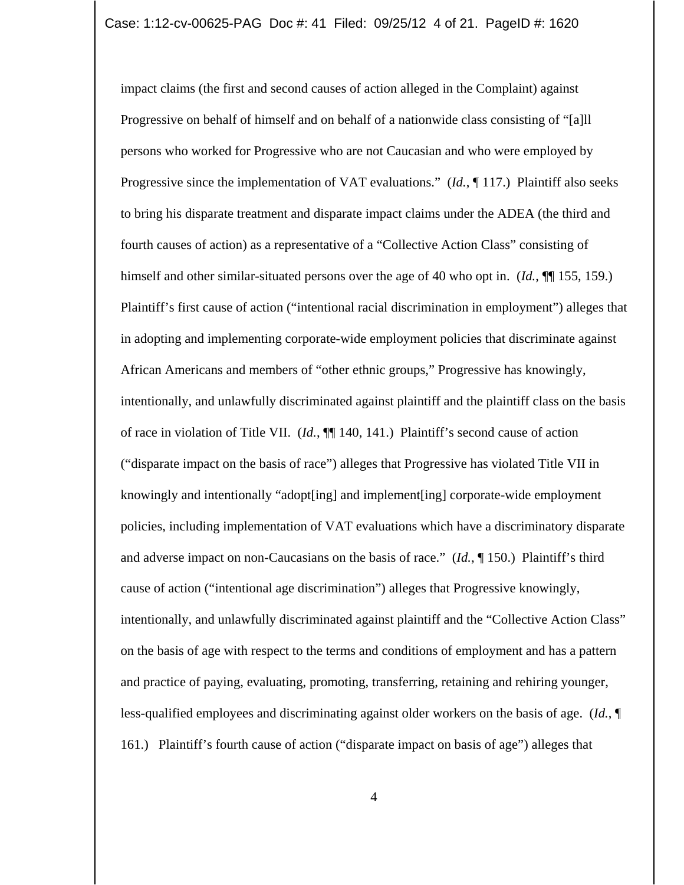impact claims (the first and second causes of action alleged in the Complaint) against Progressive on behalf of himself and on behalf of a nationwide class consisting of "[a]ll persons who worked for Progressive who are not Caucasian and who were employed by Progressive since the implementation of VAT evaluations." (*Id.*, ¶ 117.) Plaintiff also seeks to bring his disparate treatment and disparate impact claims under the ADEA (the third and fourth causes of action) as a representative of a "Collective Action Class" consisting of himself and other similar-situated persons over the age of 40 who opt in. (*Id.*, ¶¶ 155, 159.) Plaintiff's first cause of action ("intentional racial discrimination in employment") alleges that in adopting and implementing corporate-wide employment policies that discriminate against African Americans and members of "other ethnic groups," Progressive has knowingly, intentionally, and unlawfully discriminated against plaintiff and the plaintiff class on the basis of race in violation of Title VII. (*Id.*, ¶¶ 140, 141.) Plaintiff's second cause of action ("disparate impact on the basis of race") alleges that Progressive has violated Title VII in knowingly and intentionally "adopt[ing] and implement[ing] corporate-wide employment policies, including implementation of VAT evaluations which have a discriminatory disparate and adverse impact on non-Caucasians on the basis of race." (*Id.*, ¶ 150.) Plaintiff's third cause of action ("intentional age discrimination") alleges that Progressive knowingly, intentionally, and unlawfully discriminated against plaintiff and the "Collective Action Class" on the basis of age with respect to the terms and conditions of employment and has a pattern and practice of paying, evaluating, promoting, transferring, retaining and rehiring younger, less-qualified employees and discriminating against older workers on the basis of age. (*Id.*, ¶ 161.) Plaintiff's fourth cause of action ("disparate impact on basis of age") alleges that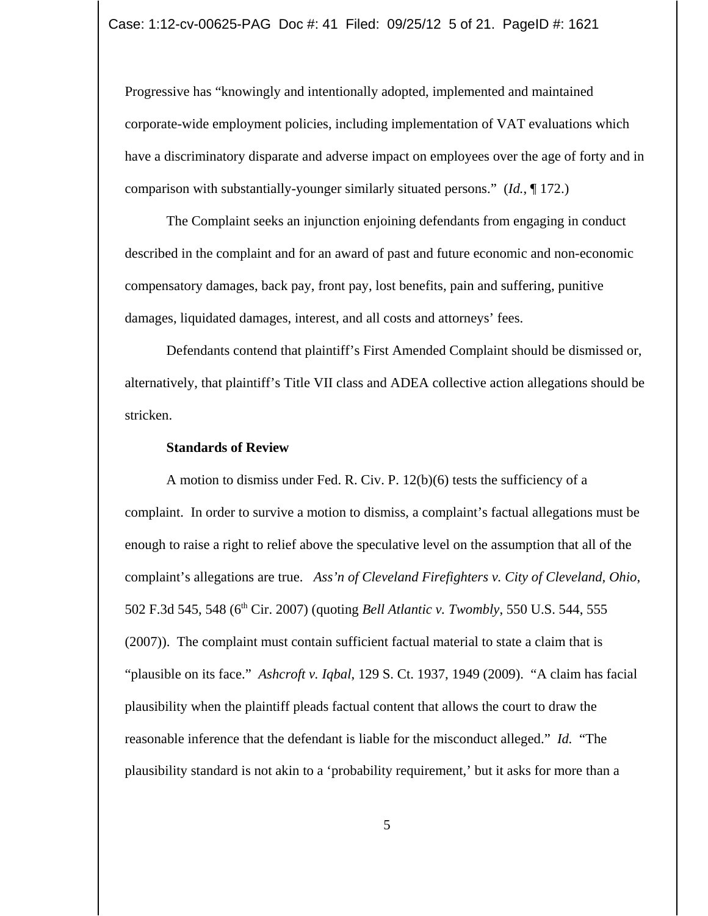Progressive has "knowingly and intentionally adopted, implemented and maintained corporate-wide employment policies, including implementation of VAT evaluations which have a discriminatory disparate and adverse impact on employees over the age of forty and in comparison with substantially-younger similarly situated persons." (*Id.*, ¶ 172.)

The Complaint seeks an injunction enjoining defendants from engaging in conduct described in the complaint and for an award of past and future economic and non-economic compensatory damages, back pay, front pay, lost benefits, pain and suffering, punitive damages, liquidated damages, interest, and all costs and attorneys' fees.

Defendants contend that plaintiff's First Amended Complaint should be dismissed or, alternatively, that plaintiff's Title VII class and ADEA collective action allegations should be stricken.

**Standards of Review**

A motion to dismiss under Fed. R. Civ. P. 12(b)(6) tests the sufficiency of a complaint. In order to survive a motion to dismiss, a complaint's factual allegations must be enough to raise a right to relief above the speculative level on the assumption that all of the complaint's allegations are true. *Ass'n of Cleveland Firefighters v. City of Cleveland, Ohio*, 502 F.3d 545, 548 (6th Cir. 2007) (quoting *Bell Atlantic v. Twombly*, 550 U.S. 544, 555 (2007)). The complaint must contain sufficient factual material to state a claim that is "plausible on its face." *Ashcroft v. Iqbal*, 129 S. Ct. 1937, 1949 (2009). "A claim has facial plausibility when the plaintiff pleads factual content that allows the court to draw the reasonable inference that the defendant is liable for the misconduct alleged." *Id.* "The plausibility standard is not akin to a 'probability requirement,' but it asks for more than a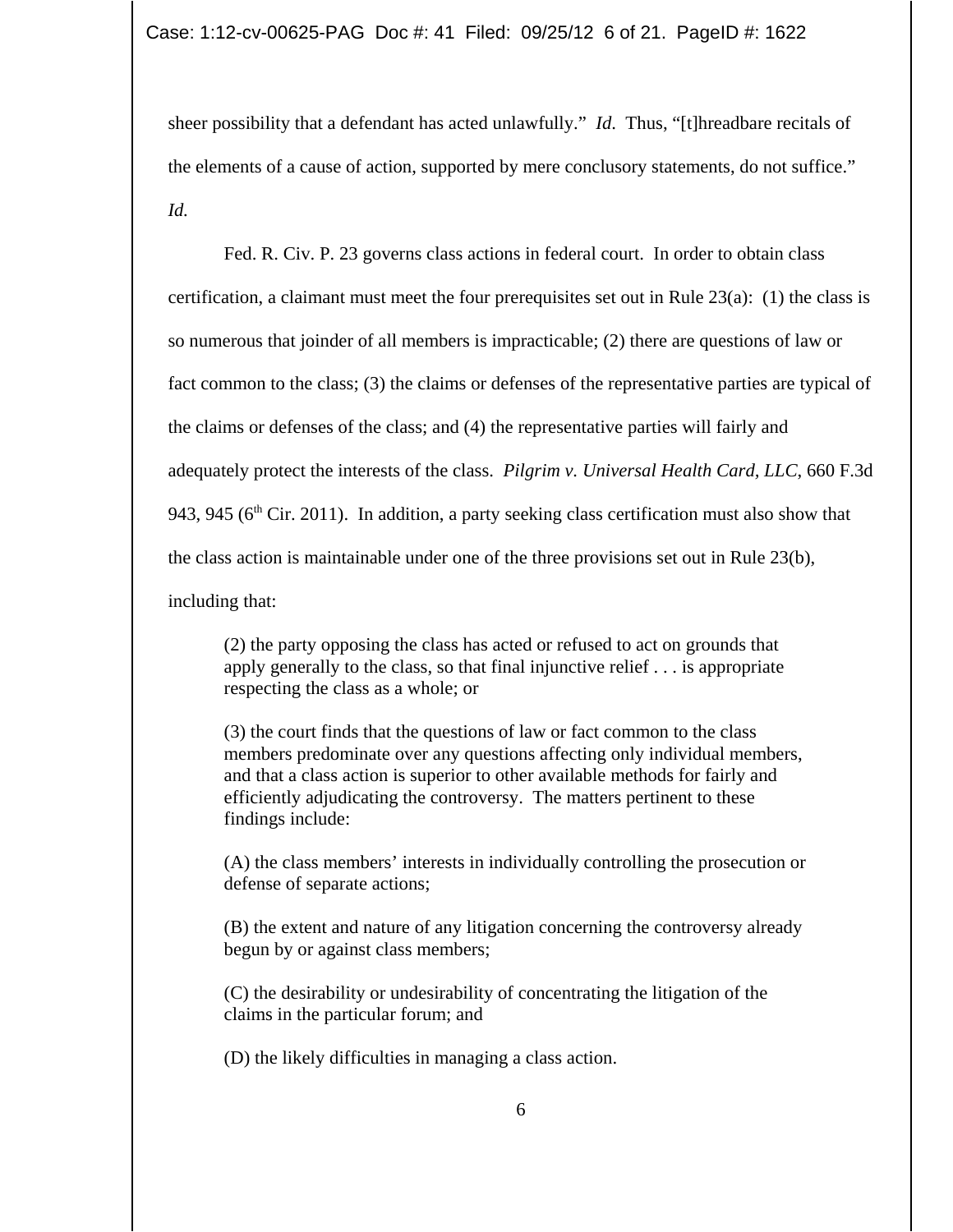sheer possibility that a defendant has acted unlawfully." *Id.* Thus, "[t]hreadbare recitals of the elements of a cause of action, supported by mere conclusory statements, do not suffice." *Id.*

Fed. R. Civ. P. 23 governs class actions in federal court. In order to obtain class certification, a claimant must meet the four prerequisites set out in Rule 23(a): (1) the class is so numerous that joinder of all members is impracticable; (2) there are questions of law or fact common to the class; (3) the claims or defenses of the representative parties are typical of the claims or defenses of the class; and (4) the representative parties will fairly and adequately protect the interests of the class. *Pilgrim v. Universal Health Card, LLC,* 660 F.3d 943, 945 (6th Cir. 2011). In addition, a party seeking class certification must also show that the class action is maintainable under one of the three provisions set out in Rule 23(b), including that:

> (2) the party opposing the class has acted or refused to act on grounds that apply generally to the class, so that final injunctive relief . . . is appropriate respecting the class as a whole; or
>
> (3) the court finds that the questions of law or fact common to the class members predominate over any questions affecting only individual members, and that a class action is superior to other available methods for fairly and efficiently adjudicating the controversy. The matters pertinent to these findings include:
>
> (A) the class members' interests in individually controlling the prosecution or defense of separate actions;
>
> (B) the extent and nature of any litigation concerning the controversy already begun by or against class members;
>
> (C) the desirability or undesirability of concentrating the litigation of the claims in the particular forum; and
>
> (D) the likely difficulties in managing a class action.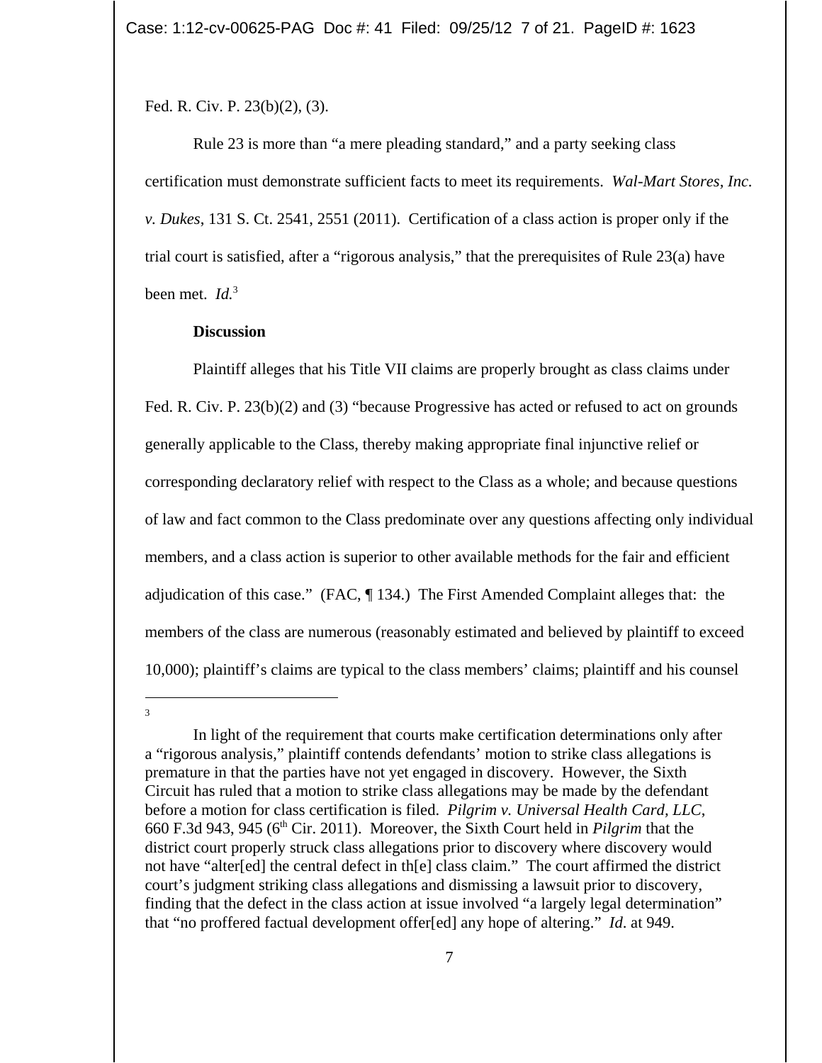Fed. R. Civ. P. 23(b)(2), (3).

Rule 23 is more than "a mere pleading standard," and a party seeking class certification must demonstrate sufficient facts to meet its requirements. *Wal-Mart Stores, Inc. v. Dukes*, 131 S. Ct. 2541, 2551 (2011). Certification of a class action is proper only if the trial court is satisfied, after a "rigorous analysis," that the prerequisites of Rule 23(a) have been met. *Id.*[3]

**Discussion**

Plaintiff alleges that his Title VII claims are properly brought as class claims under Fed. R. Civ. P. 23(b)(2) and (3) "because Progressive has acted or refused to act on grounds generally applicable to the Class, thereby making appropriate final injunctive relief or corresponding declaratory relief with respect to the Class as a whole; and because questions of law and fact common to the Class predominate over any questions affecting only individual members, and a class action is superior to other available methods for the fair and efficient adjudication of this case." (FAC, ¶ 134.) The First Amended Complaint alleges that: the members of the class are numerous (reasonably estimated and believed by plaintiff to exceed 10,000); plaintiff's claims are typical to the class members' claims; plaintiff and his counsel

---

[3] In light of the requirement that courts make certification determinations only after a "rigorous analysis," plaintiff contends defendants' motion to strike class allegations is premature in that the parties have not yet engaged in discovery. However, the Sixth Circuit has ruled that a motion to strike class allegations may be made by the defendant before a motion for class certification is filed. *Pilgrim v. Universal Health Card, LLC*, 660 F.3d 943, 945 (6th Cir. 2011). Moreover, the Sixth Court held in *Pilgrim* that the district court properly struck class allegations prior to discovery where discovery would not have "alter[ed] the central defect in th[e] class claim." The court affirmed the district court's judgment striking class allegations and dismissing a lawsuit prior to discovery, finding that the defect in the class action at issue involved "a largely legal determination" that "no proffered factual development offer[ed] any hope of altering." *Id*. at 949.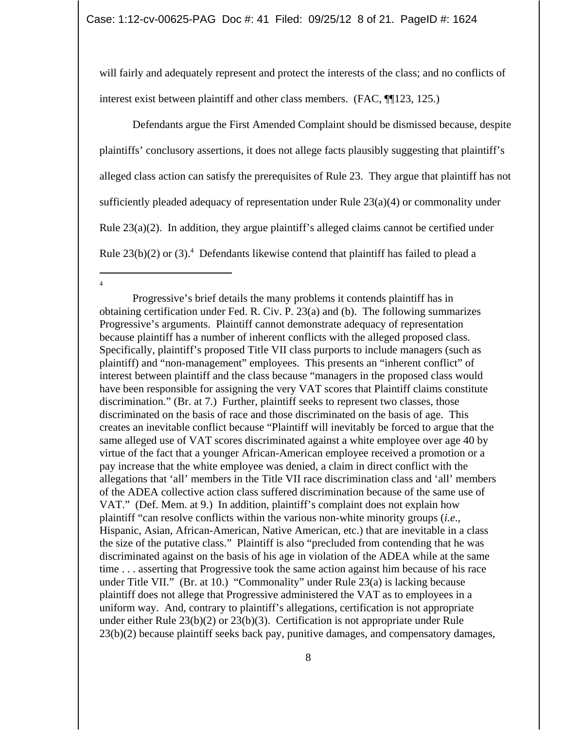will fairly and adequately represent and protect the interests of the class; and no conflicts of interest exist between plaintiff and other class members. (FAC, ¶¶123, 125.)

Defendants argue the First Amended Complaint should be dismissed because, despite plaintiffs' conclusory assertions, it does not allege facts plausibly suggesting that plaintiff's alleged class action can satisfy the prerequisites of Rule 23. They argue that plaintiff has not sufficiently pleaded adequacy of representation under Rule 23(a)(4) or commonality under Rule 23(a)(2). In addition, they argue plaintiff's alleged claims cannot be certified under Rule 23(b)(2) or (3).[4] Defendants likewise contend that plaintiff has failed to plead a

---

[4] Progressive's brief details the many problems it contends plaintiff has in obtaining certification under Fed. R. Civ. P. 23(a) and (b). The following summarizes Progressive's arguments. Plaintiff cannot demonstrate adequacy of representation because plaintiff has a number of inherent conflicts with the alleged proposed class. Specifically, plaintiff's proposed Title VII class purports to include managers (such as plaintiff) and "non-management" employees. This presents an "inherent conflict" of interest between plaintiff and the class because "managers in the proposed class would have been responsible for assigning the very VAT scores that Plaintiff claims constitute discrimination." (Br. at 7.) Further, plaintiff seeks to represent two classes, those discriminated on the basis of race and those discriminated on the basis of age. This creates an inevitable conflict because "Plaintiff will inevitably be forced to argue that the same alleged use of VAT scores discriminated against a white employee over age 40 by virtue of the fact that a younger African-American employee received a promotion or a pay increase that the white employee was denied, a claim in direct conflict with the allegations that 'all' members in the Title VII race discrimination class and 'all' members of the ADEA collective action class suffered discrimination because of the same use of VAT." (Def. Mem. at 9.) In addition, plaintiff's complaint does not explain how plaintiff "can resolve conflicts within the various non-white minority groups (*i.e*., Hispanic, Asian, African-American, Native American, etc.) that are inevitable in a class the size of the putative class." Plaintiff is also "precluded from contending that he was discriminated against on the basis of his age in violation of the ADEA while at the same time . . . asserting that Progressive took the same action against him because of his race under Title VII." (Br. at 10.) "Commonality" under Rule 23(a) is lacking because plaintiff does not allege that Progressive administered the VAT as to employees in a uniform way. And, contrary to plaintiff's allegations, certification is not appropriate under either Rule 23(b)(2) or 23(b)(3). Certification is not appropriate under Rule 23(b)(2) because plaintiff seeks back pay, punitive damages, and compensatory damages,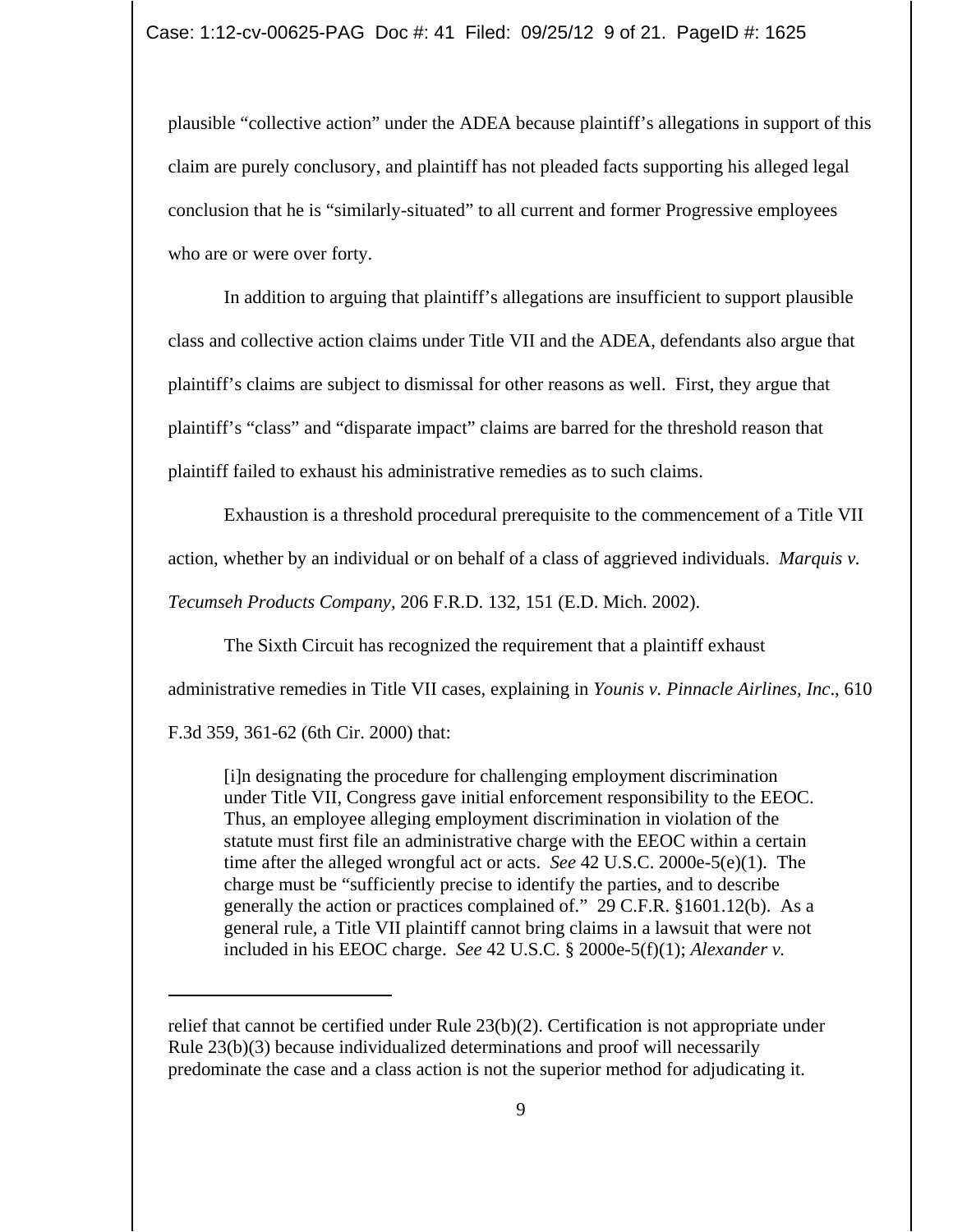plausible "collective action" under the ADEA because plaintiff's allegations in support of this claim are purely conclusory, and plaintiff has not pleaded facts supporting his alleged legal conclusion that he is "similarly-situated" to all current and former Progressive employees who are or were over forty.

In addition to arguing that plaintiff's allegations are insufficient to support plausible class and collective action claims under Title VII and the ADEA, defendants also argue that plaintiff's claims are subject to dismissal for other reasons as well. First, they argue that plaintiff's "class" and "disparate impact" claims are barred for the threshold reason that plaintiff failed to exhaust his administrative remedies as to such claims.

Exhaustion is a threshold procedural prerequisite to the commencement of a Title VII action, whether by an individual or on behalf of a class of aggrieved individuals. *Marquis v. Tecumseh Products Company*, 206 F.R.D. 132, 151 (E.D. Mich. 2002).

The Sixth Circuit has recognized the requirement that a plaintiff exhaust administrative remedies in Title VII cases, explaining in *Younis v. Pinnacle Airlines, Inc*., 610 F.3d 359, 361-62 (6th Cir. 2000) that:

> [i]n designating the procedure for challenging employment discrimination under Title VII, Congress gave initial enforcement responsibility to the EEOC. Thus, an employee alleging employment discrimination in violation of the statute must first file an administrative charge with the EEOC within a certain time after the alleged wrongful act or acts. *See* 42 U.S.C. 2000e-5(e)(1). The charge must be "sufficiently precise to identify the parties, and to describe generally the action or practices complained of." 29 C.F.R. §1601.12(b). As a general rule, a Title VII plaintiff cannot bring claims in a lawsuit that were not included in his EEOC charge. *See* 42 U.S.C. § 2000e-5(f)(1); *Alexander v.*

---

relief that cannot be certified under Rule 23(b)(2). Certification is not appropriate under Rule 23(b)(3) because individualized determinations and proof will necessarily predominate the case and a class action is not the superior method for adjudicating it.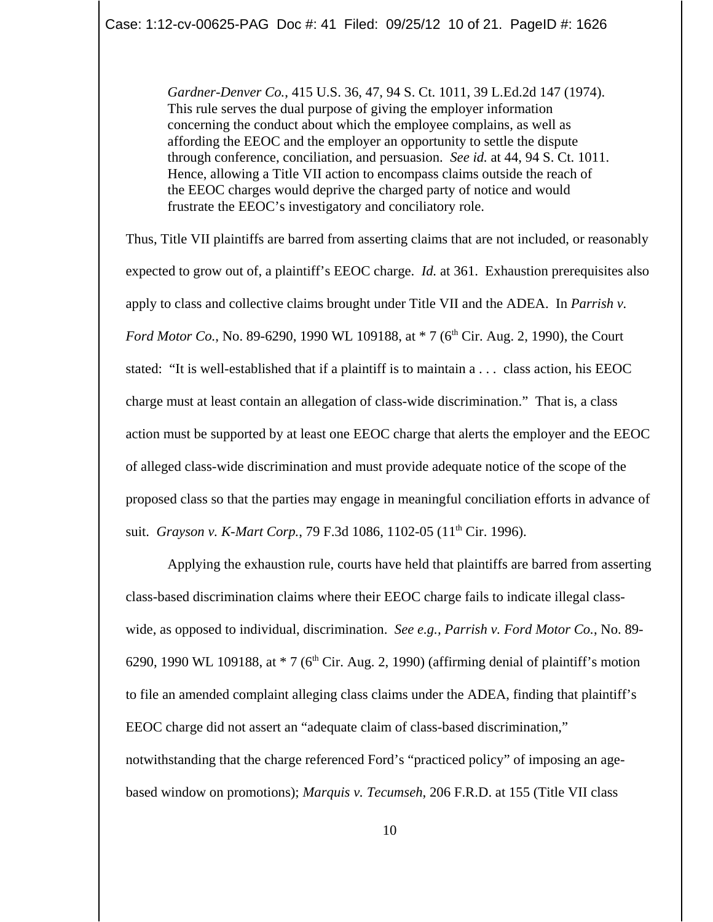> *Gardner-Denver Co.*, 415 U.S. 36, 47, 94 S. Ct. 1011, 39 L.Ed.2d 147 (1974). This rule serves the dual purpose of giving the employer information concerning the conduct about which the employee complains, as well as affording the EEOC and the employer an opportunity to settle the dispute through conference, conciliation, and persuasion. *See id.* at 44, 94 S. Ct. 1011. Hence, allowing a Title VII action to encompass claims outside the reach of the EEOC charges would deprive the charged party of notice and would frustrate the EEOC's investigatory and conciliatory role.

Thus, Title VII plaintiffs are barred from asserting claims that are not included, or reasonably expected to grow out of, a plaintiff's EEOC charge. *Id.* at 361. Exhaustion prerequisites also apply to class and collective claims brought under Title VII and the ADEA. In *Parrish v. Ford Motor Co.*, No. 89-6290, 1990 WL 109188, at * 7 (6th Cir. Aug. 2, 1990), the Court stated: "It is well-established that if a plaintiff is to maintain a . . . class action, his EEOC charge must at least contain an allegation of class-wide discrimination." That is, a class action must be supported by at least one EEOC charge that alerts the employer and the EEOC of alleged class-wide discrimination and must provide adequate notice of the scope of the proposed class so that the parties may engage in meaningful conciliation efforts in advance of suit. *Grayson v. K-Mart Corp.*, 79 F.3d 1086, 1102-05 (11th Cir. 1996).

Applying the exhaustion rule, courts have held that plaintiffs are barred from asserting class-based discrimination claims where their EEOC charge fails to indicate illegal class-wide, as opposed to individual, discrimination. *See e.g., Parrish v. Ford Motor Co.*, No. 89-6290, 1990 WL 109188, at * 7 (6th Cir. Aug. 2, 1990) (affirming denial of plaintiff's motion to file an amended complaint alleging class claims under the ADEA, finding that plaintiff's EEOC charge did not assert an "adequate claim of class-based discrimination," notwithstanding that the charge referenced Ford's "practiced policy" of imposing an age-based window on promotions); *Marquis v. Tecumseh*, 206 F.R.D. at 155 (Title VII class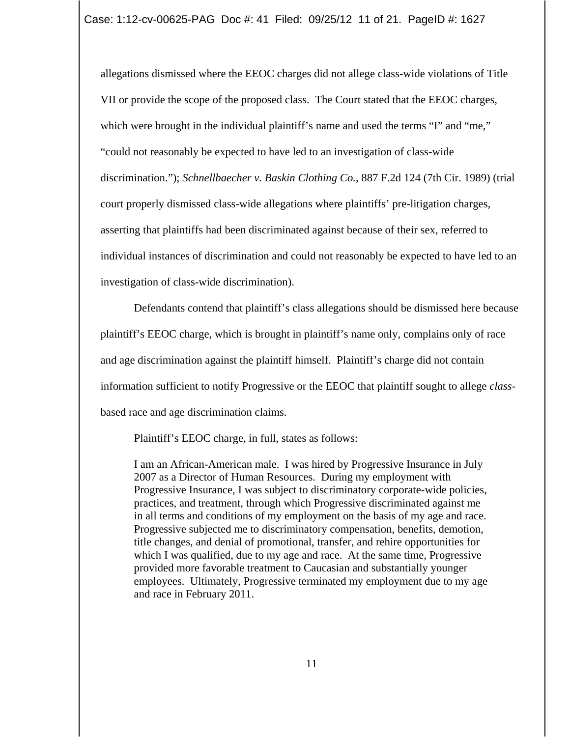allegations dismissed where the EEOC charges did not allege class-wide violations of Title VII or provide the scope of the proposed class. The Court stated that the EEOC charges, which were brought in the individual plaintiff's name and used the terms "I" and "me," "could not reasonably be expected to have led to an investigation of class-wide discrimination."); *Schnellbaecher v. Baskin Clothing Co.*, 887 F.2d 124 (7th Cir. 1989) (trial court properly dismissed class-wide allegations where plaintiffs' pre-litigation charges, asserting that plaintiffs had been discriminated against because of their sex, referred to individual instances of discrimination and could not reasonably be expected to have led to an investigation of class-wide discrimination).

Defendants contend that plaintiff's class allegations should be dismissed here because plaintiff's EEOC charge, which is brought in plaintiff's name only, complains only of race and age discrimination against the plaintiff himself. Plaintiff's charge did not contain information sufficient to notify Progressive or the EEOC that plaintiff sought to allege *class*-based race and age discrimination claims.

Plaintiff's EEOC charge, in full, states as follows:

> I am an African-American male. I was hired by Progressive Insurance in July 2007 as a Director of Human Resources. During my employment with Progressive Insurance, I was subject to discriminatory corporate-wide policies, practices, and treatment, through which Progressive discriminated against me in all terms and conditions of my employment on the basis of my age and race. Progressive subjected me to discriminatory compensation, benefits, demotion, title changes, and denial of promotional, transfer, and rehire opportunities for which I was qualified, due to my age and race. At the same time, Progressive provided more favorable treatment to Caucasian and substantially younger employees. Ultimately, Progressive terminated my employment due to my age and race in February 2011.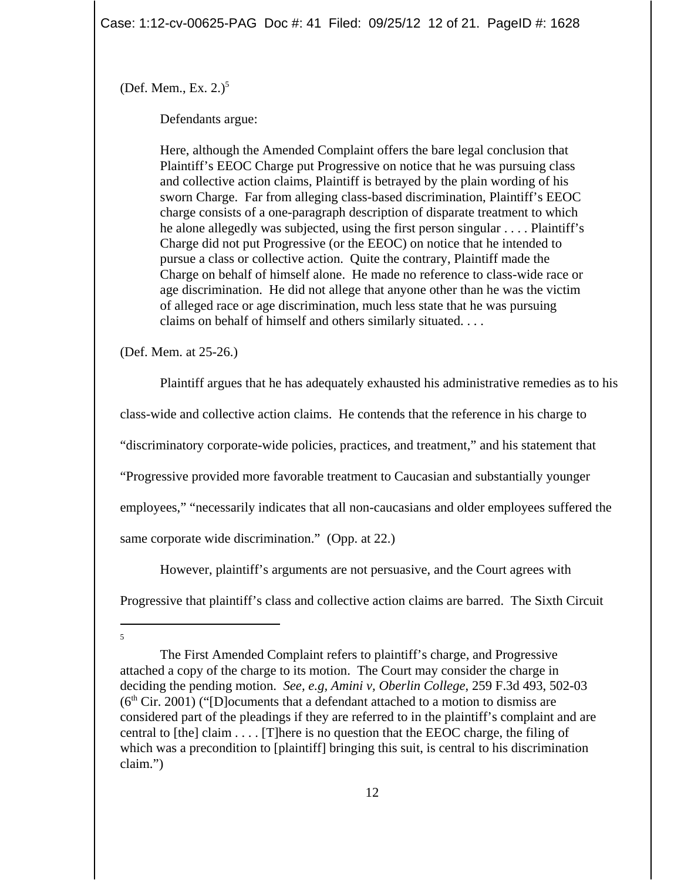(Def. Mem., Ex. 2.)[5]

Defendants argue:

> Here, although the Amended Complaint offers the bare legal conclusion that Plaintiff's EEOC Charge put Progressive on notice that he was pursuing class and collective action claims, Plaintiff is betrayed by the plain wording of his sworn Charge. Far from alleging class-based discrimination, Plaintiff's EEOC charge consists of a one-paragraph description of disparate treatment to which he alone allegedly was subjected, using the first person singular . . . . Plaintiff's Charge did not put Progressive (or the EEOC) on notice that he intended to pursue a class or collective action. Quite the contrary, Plaintiff made the Charge on behalf of himself alone. He made no reference to class-wide race or age discrimination. He did not allege that anyone other than he was the victim of alleged race or age discrimination, much less state that he was pursuing claims on behalf of himself and others similarly situated. . . .

(Def. Mem. at 25-26.)

Plaintiff argues that he has adequately exhausted his administrative remedies as to his class-wide and collective action claims. He contends that the reference in his charge to "discriminatory corporate-wide policies, practices, and treatment," and his statement that "Progressive provided more favorable treatment to Caucasian and substantially younger employees," "necessarily indicates that all non-caucasians and older employees suffered the same corporate wide discrimination." (Opp. at 22.)

However, plaintiff's arguments are not persuasive, and the Court agrees with Progressive that plaintiff's class and collective action claims are barred. The Sixth Circuit

---

[5] The First Amended Complaint refers to plaintiff's charge, and Progressive attached a copy of the charge to its motion. The Court may consider the charge in deciding the pending motion. *See, e.g, Amini v, Oberlin College*, 259 F.3d 493, 502-03 (6th Cir. 2001) ("[D]ocuments that a defendant attached to a motion to dismiss are considered part of the pleadings if they are referred to in the plaintiff's complaint and are central to [the] claim . . . . [T]here is no question that the EEOC charge, the filing of which was a precondition to [plaintiff] bringing this suit, is central to his discrimination claim.")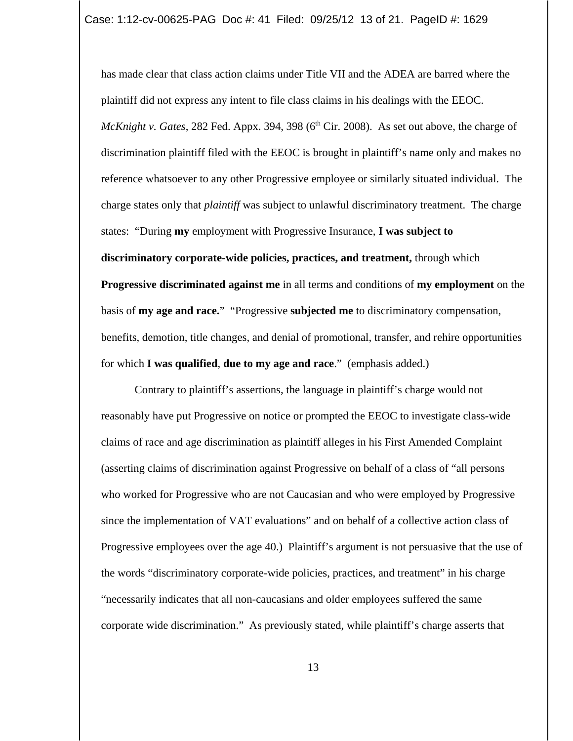has made clear that class action claims under Title VII and the ADEA are barred where the plaintiff did not express any intent to file class claims in his dealings with the EEOC. *McKnight v. Gates*, 282 Fed. Appx. 394, 398 (6th Cir. 2008). As set out above, the charge of discrimination plaintiff filed with the EEOC is brought in plaintiff's name only and makes no reference whatsoever to any other Progressive employee or similarly situated individual. The charge states only that *plaintiff* was subject to unlawful discriminatory treatment. The charge states: "During **my** employment with Progressive Insurance, **I was subject to discriminatory corporate-wide policies, practices, and treatment,** through which **Progressive discriminated against me** in all terms and conditions of **my employment** on the basis of **my age and race.**" "Progressive **subjected me** to discriminatory compensation, benefits, demotion, title changes, and denial of promotional, transfer, and rehire opportunities for which **I was qualified**, **due to my age and race**." (emphasis added.)

Contrary to plaintiff's assertions, the language in plaintiff's charge would not reasonably have put Progressive on notice or prompted the EEOC to investigate class-wide claims of race and age discrimination as plaintiff alleges in his First Amended Complaint (asserting claims of discrimination against Progressive on behalf of a class of "all persons who worked for Progressive who are not Caucasian and who were employed by Progressive since the implementation of VAT evaluations" and on behalf of a collective action class of Progressive employees over the age 40.) Plaintiff's argument is not persuasive that the use of the words "discriminatory corporate-wide policies, practices, and treatment" in his charge "necessarily indicates that all non-caucasians and older employees suffered the same corporate wide discrimination." As previously stated, while plaintiff's charge asserts that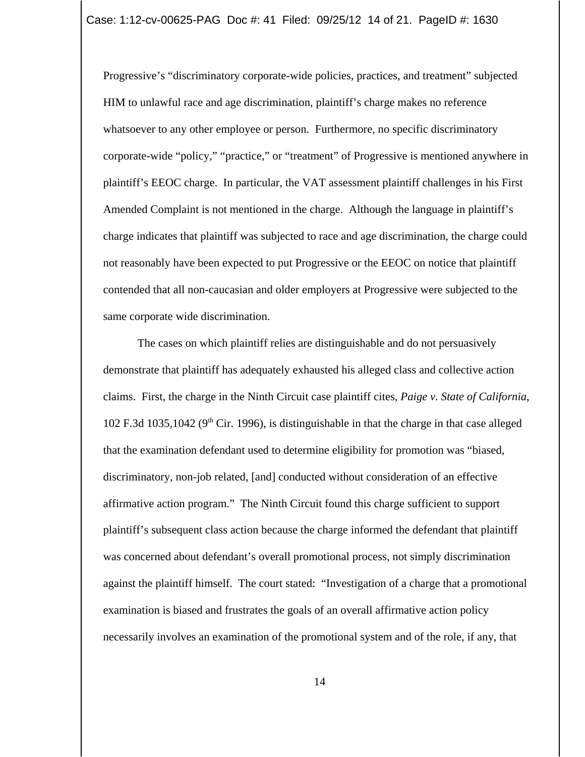Progressive's "discriminatory corporate-wide policies, practices, and treatment" subjected HIM to unlawful race and age discrimination, plaintiff's charge makes no reference whatsoever to any other employee or person. Furthermore, no specific discriminatory corporate-wide "policy," "practice," or "treatment" of Progressive is mentioned anywhere in plaintiff's EEOC charge. In particular, the VAT assessment plaintiff challenges in his First Amended Complaint is not mentioned in the charge. Although the language in plaintiff's charge indicates that plaintiff was subjected to race and age discrimination, the charge could not reasonably have been expected to put Progressive or the EEOC on notice that plaintiff contended that all non-caucasian and older employers at Progressive were subjected to the same corporate wide discrimination.

The cases on which plaintiff relies are distinguishable and do not persuasively demonstrate that plaintiff has adequately exhausted his alleged class and collective action claims. First, the charge in the Ninth Circuit case plaintiff cites, *Paige v. State of California*, 102 F.3d 1035,1042 (9th Cir. 1996), is distinguishable in that the charge in that case alleged that the examination defendant used to determine eligibility for promotion was "biased, discriminatory, non-job related, [and] conducted without consideration of an effective affirmative action program." The Ninth Circuit found this charge sufficient to support plaintiff's subsequent class action because the charge informed the defendant that plaintiff was concerned about defendant's overall promotional process, not simply discrimination against the plaintiff himself. The court stated: "Investigation of a charge that a promotional examination is biased and frustrates the goals of an overall affirmative action policy necessarily involves an examination of the promotional system and of the role, if any, that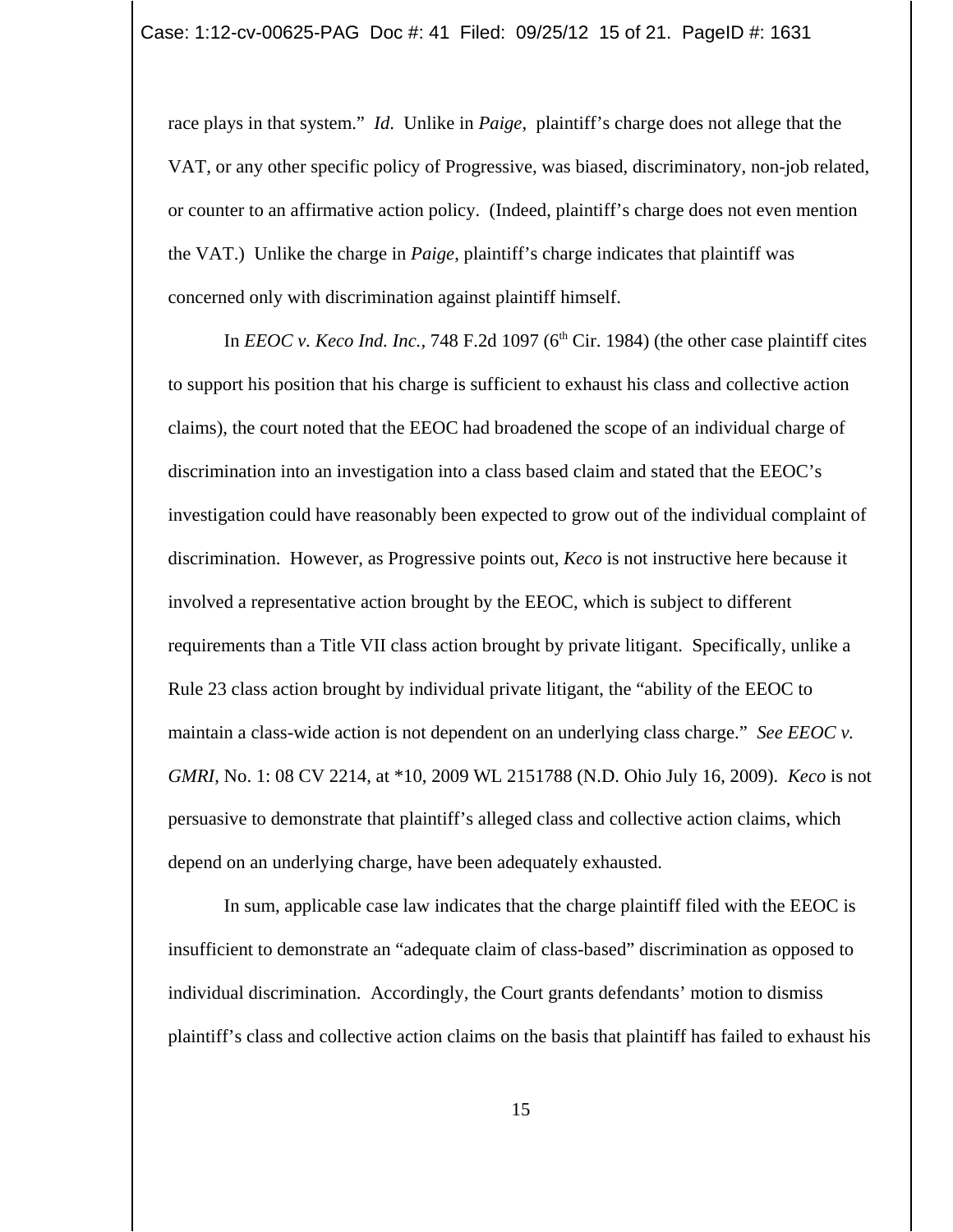race plays in that system." *Id*. Unlike in *Paige*, plaintiff's charge does not allege that the VAT, or any other specific policy of Progressive, was biased, discriminatory, non-job related, or counter to an affirmative action policy. (Indeed, plaintiff's charge does not even mention the VAT.) Unlike the charge in *Paige*, plaintiff's charge indicates that plaintiff was concerned only with discrimination against plaintiff himself.

In *EEOC v. Keco Ind. Inc.*, 748 F.2d 1097 (6th Cir. 1984) (the other case plaintiff cites to support his position that his charge is sufficient to exhaust his class and collective action claims), the court noted that the EEOC had broadened the scope of an individual charge of discrimination into an investigation into a class based claim and stated that the EEOC's investigation could have reasonably been expected to grow out of the individual complaint of discrimination. However, as Progressive points out, *Keco* is not instructive here because it involved a representative action brought by the EEOC, which is subject to different requirements than a Title VII class action brought by private litigant. Specifically, unlike a Rule 23 class action brought by individual private litigant, the "ability of the EEOC to maintain a class-wide action is not dependent on an underlying class charge." *See EEOC v. GMRI*, No. 1: 08 CV 2214, at *10, 2009 WL 2151788 (N.D. Ohio July 16, 2009). *Keco* is not persuasive to demonstrate that plaintiff's alleged class and collective action claims, which depend on an underlying charge, have been adequately exhausted.

In sum, applicable case law indicates that the charge plaintiff filed with the EEOC is insufficient to demonstrate an "adequate claim of class-based" discrimination as opposed to individual discrimination. Accordingly, the Court grants defendants' motion to dismiss plaintiff's class and collective action claims on the basis that plaintiff has failed to exhaust his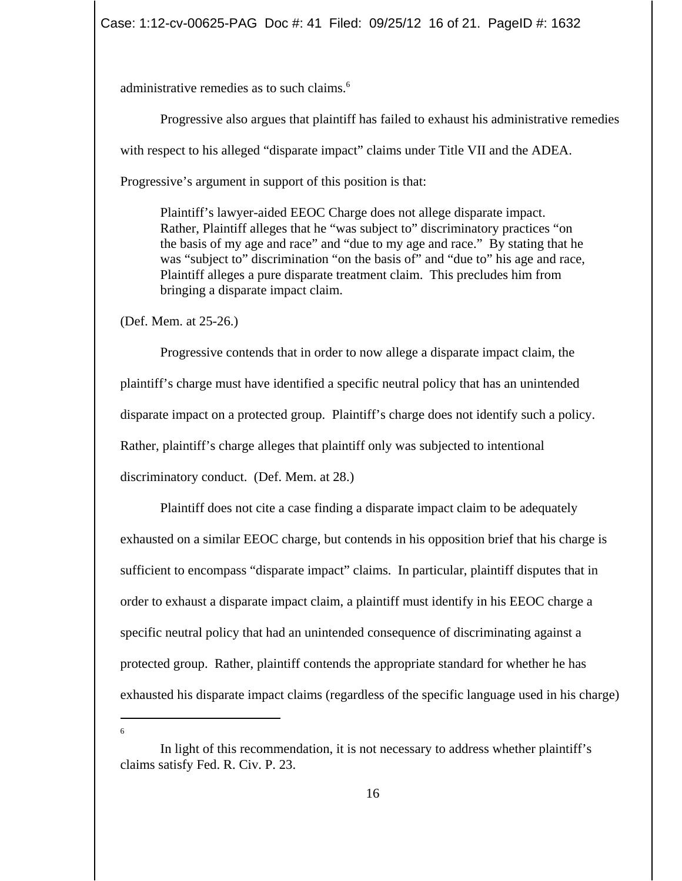administrative remedies as to such claims.[6]

Progressive also argues that plaintiff has failed to exhaust his administrative remedies with respect to his alleged "disparate impact" claims under Title VII and the ADEA. Progressive's argument in support of this position is that:

> Plaintiff's lawyer-aided EEOC Charge does not allege disparate impact. Rather, Plaintiff alleges that he "was subject to" discriminatory practices "on the basis of my age and race" and "due to my age and race." By stating that he was "subject to" discrimination "on the basis of" and "due to" his age and race, Plaintiff alleges a pure disparate treatment claim. This precludes him from bringing a disparate impact claim.

(Def. Mem. at 25-26.)

Progressive contends that in order to now allege a disparate impact claim, the plaintiff's charge must have identified a specific neutral policy that has an unintended disparate impact on a protected group. Plaintiff's charge does not identify such a policy. Rather, plaintiff's charge alleges that plaintiff only was subjected to intentional discriminatory conduct. (Def. Mem. at 28.)

Plaintiff does not cite a case finding a disparate impact claim to be adequately exhausted on a similar EEOC charge, but contends in his opposition brief that his charge is sufficient to encompass "disparate impact" claims. In particular, plaintiff disputes that in order to exhaust a disparate impact claim, a plaintiff must identify in his EEOC charge a specific neutral policy that had an unintended consequence of discriminating against a protected group. Rather, plaintiff contends the appropriate standard for whether he has exhausted his disparate impact claims (regardless of the specific language used in his charge)

---

[6] In light of this recommendation, it is not necessary to address whether plaintiff's claims satisfy Fed. R. Civ. P. 23.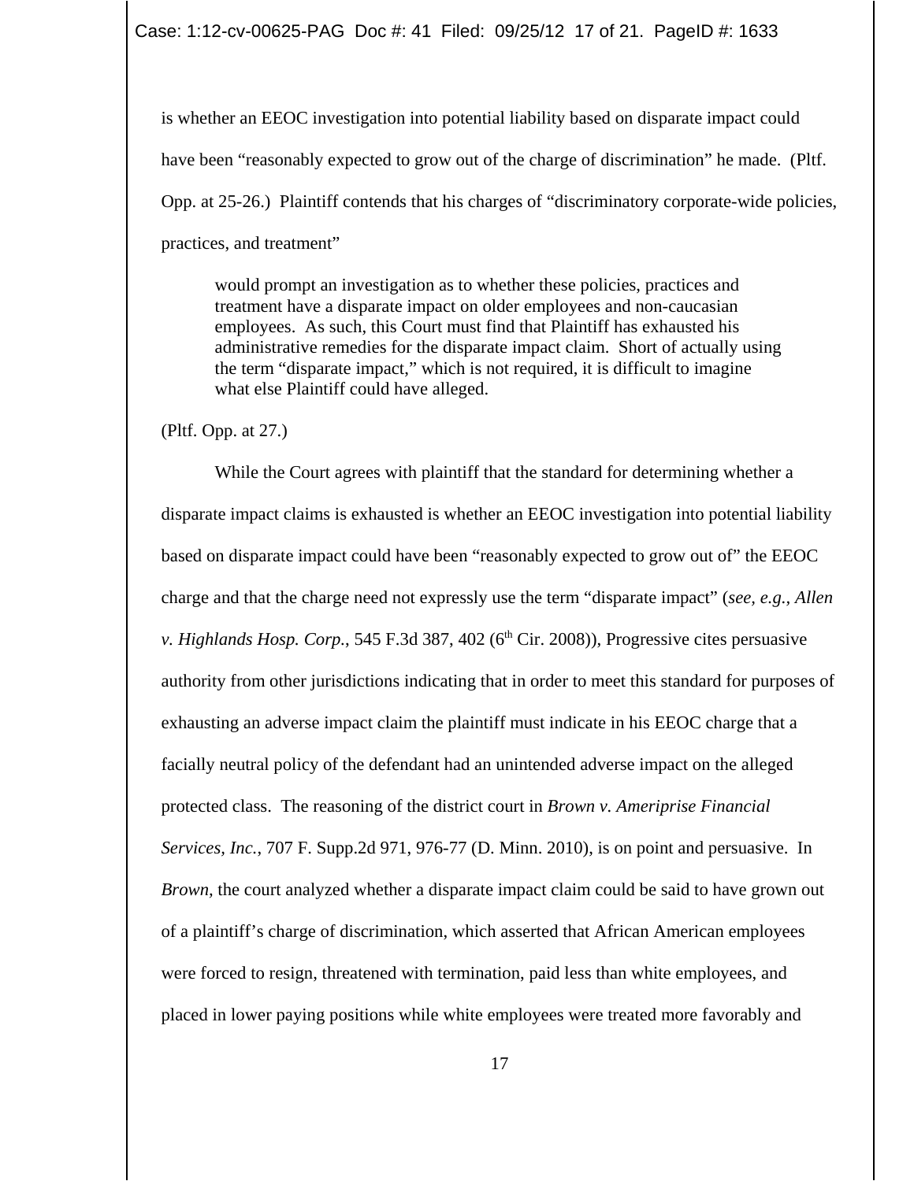is whether an EEOC investigation into potential liability based on disparate impact could have been "reasonably expected to grow out of the charge of discrimination" he made. (Pltf. Opp. at 25-26.) Plaintiff contends that his charges of "discriminatory corporate-wide policies, practices, and treatment"

> would prompt an investigation as to whether these policies, practices and treatment have a disparate impact on older employees and non-caucasian employees. As such, this Court must find that Plaintiff has exhausted his administrative remedies for the disparate impact claim. Short of actually using the term "disparate impact," which is not required, it is difficult to imagine what else Plaintiff could have alleged.

(Pltf. Opp. at 27.)

While the Court agrees with plaintiff that the standard for determining whether a disparate impact claims is exhausted is whether an EEOC investigation into potential liability based on disparate impact could have been "reasonably expected to grow out of" the EEOC charge and that the charge need not expressly use the term "disparate impact" (*see, e.g., Allen v. Highlands Hosp. Corp.*, 545 F.3d 387, 402 (6th Cir. 2008)), Progressive cites persuasive authority from other jurisdictions indicating that in order to meet this standard for purposes of exhausting an adverse impact claim the plaintiff must indicate in his EEOC charge that a facially neutral policy of the defendant had an unintended adverse impact on the alleged protected class. The reasoning of the district court in *Brown v. Ameriprise Financial Services, Inc.*, 707 F. Supp.2d 971, 976-77 (D. Minn. 2010), is on point and persuasive. In *Brown,* the court analyzed whether a disparate impact claim could be said to have grown out of a plaintiff's charge of discrimination, which asserted that African American employees were forced to resign, threatened with termination, paid less than white employees, and placed in lower paying positions while white employees were treated more favorably and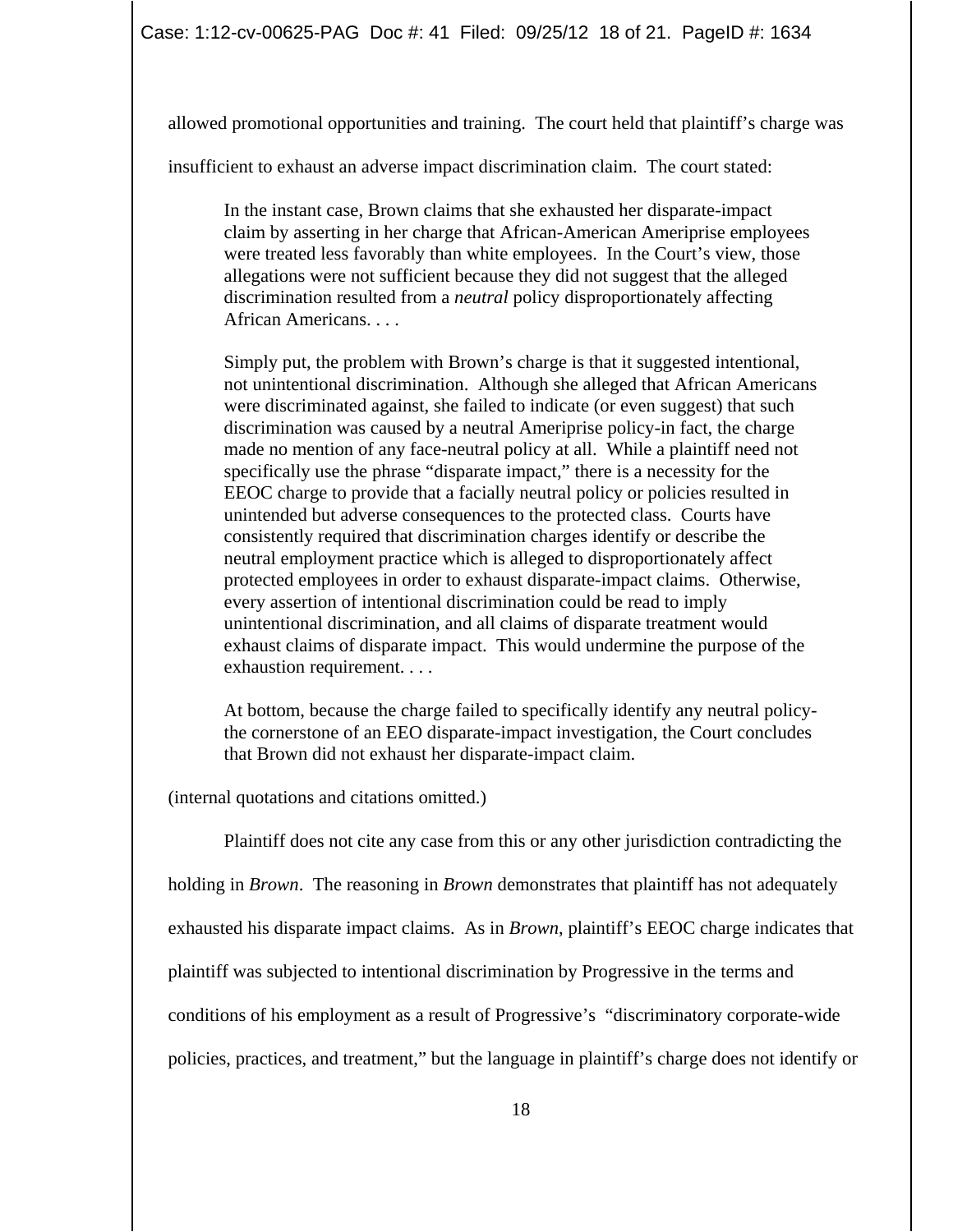allowed promotional opportunities and training. The court held that plaintiff's charge was insufficient to exhaust an adverse impact discrimination claim. The court stated:

> In the instant case, Brown claims that she exhausted her disparate-impact claim by asserting in her charge that African-American Ameriprise employees were treated less favorably than white employees. In the Court's view, those allegations were not sufficient because they did not suggest that the alleged discrimination resulted from a *neutral* policy disproportionately affecting African Americans. . . .
>
> Simply put, the problem with Brown's charge is that it suggested intentional, not unintentional discrimination. Although she alleged that African Americans were discriminated against, she failed to indicate (or even suggest) that such discrimination was caused by a neutral Ameriprise policy-in fact, the charge made no mention of any face-neutral policy at all. While a plaintiff need not specifically use the phrase "disparate impact," there is a necessity for the EEOC charge to provide that a facially neutral policy or policies resulted in unintended but adverse consequences to the protected class. Courts have consistently required that discrimination charges identify or describe the neutral employment practice which is alleged to disproportionately affect protected employees in order to exhaust disparate-impact claims. Otherwise, every assertion of intentional discrimination could be read to imply unintentional discrimination, and all claims of disparate treatment would exhaust claims of disparate impact. This would undermine the purpose of the exhaustion requirement. . . .
>
> At bottom, because the charge failed to specifically identify any neutral policy-the cornerstone of an EEO disparate-impact investigation, the Court concludes that Brown did not exhaust her disparate-impact claim.

(internal quotations and citations omitted.)

Plaintiff does not cite any case from this or any other jurisdiction contradicting the holding in *Brown*. The reasoning in *Brown* demonstrates that plaintiff has not adequately exhausted his disparate impact claims. As in *Brown*, plaintiff's EEOC charge indicates that plaintiff was subjected to intentional discrimination by Progressive in the terms and conditions of his employment as a result of Progressive's "discriminatory corporate-wide policies, practices, and treatment," but the language in plaintiff's charge does not identify or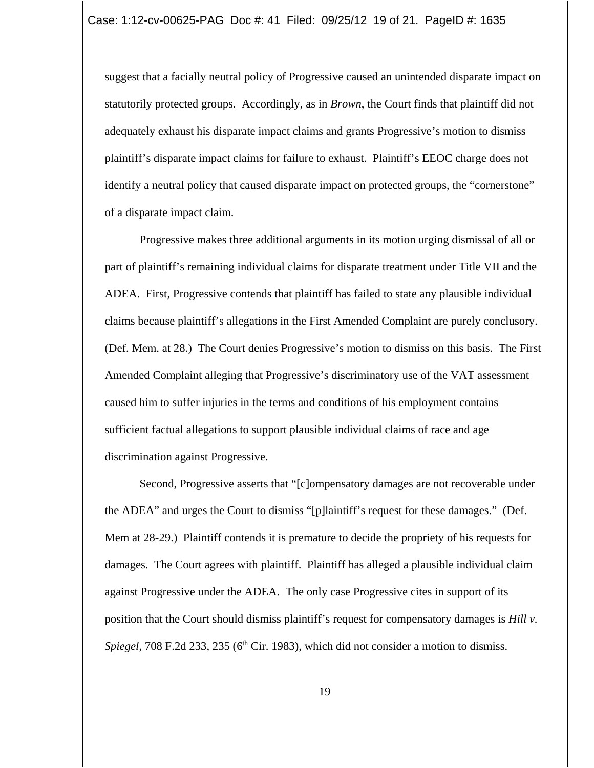suggest that a facially neutral policy of Progressive caused an unintended disparate impact on statutorily protected groups. Accordingly, as in *Brown*, the Court finds that plaintiff did not adequately exhaust his disparate impact claims and grants Progressive's motion to dismiss plaintiff's disparate impact claims for failure to exhaust. Plaintiff's EEOC charge does not identify a neutral policy that caused disparate impact on protected groups, the "cornerstone" of a disparate impact claim.

Progressive makes three additional arguments in its motion urging dismissal of all or part of plaintiff's remaining individual claims for disparate treatment under Title VII and the ADEA. First, Progressive contends that plaintiff has failed to state any plausible individual claims because plaintiff's allegations in the First Amended Complaint are purely conclusory. (Def. Mem. at 28.) The Court denies Progressive's motion to dismiss on this basis. The First Amended Complaint alleging that Progressive's discriminatory use of the VAT assessment caused him to suffer injuries in the terms and conditions of his employment contains sufficient factual allegations to support plausible individual claims of race and age discrimination against Progressive.

Second, Progressive asserts that "[c]ompensatory damages are not recoverable under the ADEA" and urges the Court to dismiss "[p]laintiff's request for these damages." (Def. Mem at 28-29.) Plaintiff contends it is premature to decide the propriety of his requests for damages. The Court agrees with plaintiff. Plaintiff has alleged a plausible individual claim against Progressive under the ADEA. The only case Progressive cites in support of its position that the Court should dismiss plaintiff's request for compensatory damages is *Hill v. Spiegel*, 708 F.2d 233, 235 (6th Cir. 1983), which did not consider a motion to dismiss.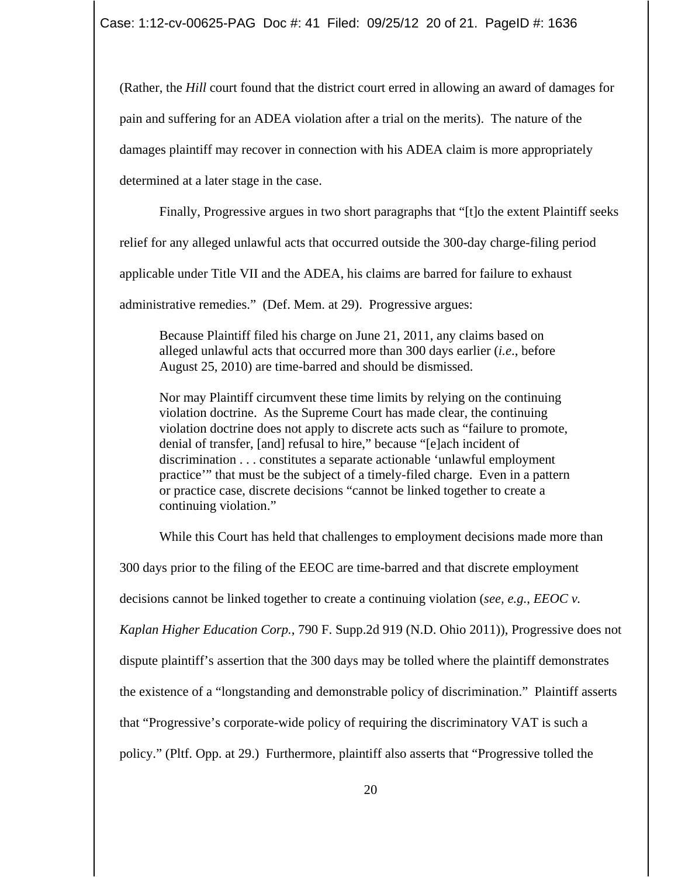(Rather, the *Hill* court found that the district court erred in allowing an award of damages for pain and suffering for an ADEA violation after a trial on the merits). The nature of the damages plaintiff may recover in connection with his ADEA claim is more appropriately determined at a later stage in the case.

Finally, Progressive argues in two short paragraphs that "[t]o the extent Plaintiff seeks relief for any alleged unlawful acts that occurred outside the 300-day charge-filing period applicable under Title VII and the ADEA, his claims are barred for failure to exhaust administrative remedies." (Def. Mem. at 29). Progressive argues:

> Because Plaintiff filed his charge on June 21, 2011, any claims based on alleged unlawful acts that occurred more than 300 days earlier (*i.e.*, before August 25, 2010) are time-barred and should be dismissed.
>
> Nor may Plaintiff circumvent these time limits by relying on the continuing violation doctrine. As the Supreme Court has made clear, the continuing violation doctrine does not apply to discrete acts such as "failure to promote, denial of transfer, [and] refusal to hire," because "[e]ach incident of discrimination . . . constitutes a separate actionable 'unlawful employment practice'" that must be the subject of a timely-filed charge. Even in a pattern or practice case, discrete decisions "cannot be linked together to create a continuing violation."

While this Court has held that challenges to employment decisions made more than 300 days prior to the filing of the EEOC are time-barred and that discrete employment decisions cannot be linked together to create a continuing violation (*see, e.g.*, *EEOC v. Kaplan Higher Education Corp.*, 790 F. Supp.2d 919 (N.D. Ohio 2011)), Progressive does not dispute plaintiff's assertion that the 300 days may be tolled where the plaintiff demonstrates the existence of a "longstanding and demonstrable policy of discrimination." Plaintiff asserts that "Progressive's corporate-wide policy of requiring the discriminatory VAT is such a policy." (Pltf. Opp. at 29.) Furthermore, plaintiff also asserts that "Progressive tolled the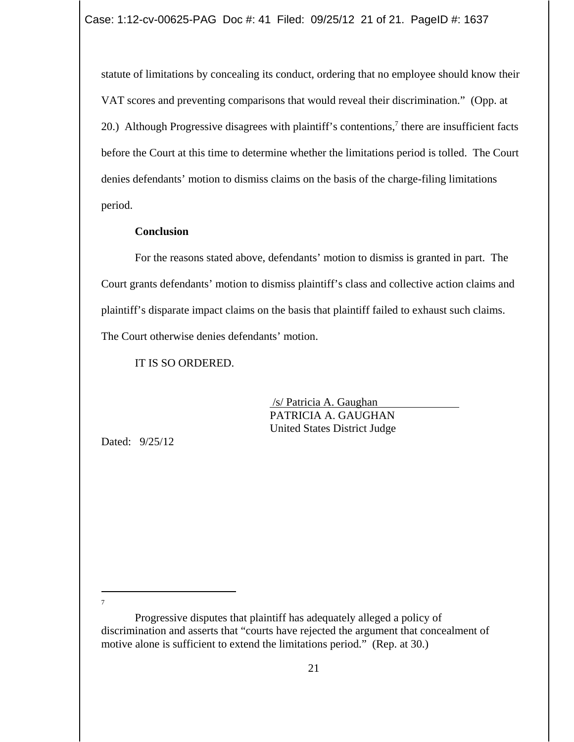statute of limitations by concealing its conduct, ordering that no employee should know their VAT scores and preventing comparisons that would reveal their discrimination." (Opp. at 20.) Although Progressive disagrees with plaintiff's contentions,[7] there are insufficient facts before the Court at this time to determine whether the limitations period is tolled. The Court denies defendants' motion to dismiss claims on the basis of the charge-filing limitations period.

**Conclusion**

For the reasons stated above, defendants' motion to dismiss is granted in part. The Court grants defendants' motion to dismiss plaintiff's class and collective action claims and plaintiff's disparate impact claims on the basis that plaintiff failed to exhaust such claims. The Court otherwise denies defendants' motion.

IT IS SO ORDERED.

/s/ Patricia A. Gaughan
PATRICIA A. GAUGHAN
United States District Judge

Dated: 9/25/12

---

[7] Progressive disputes that plaintiff has adequately alleged a policy of discrimination and asserts that "courts have rejected the argument that concealment of motive alone is sufficient to extend the limitations period." (Rep. at 30.)